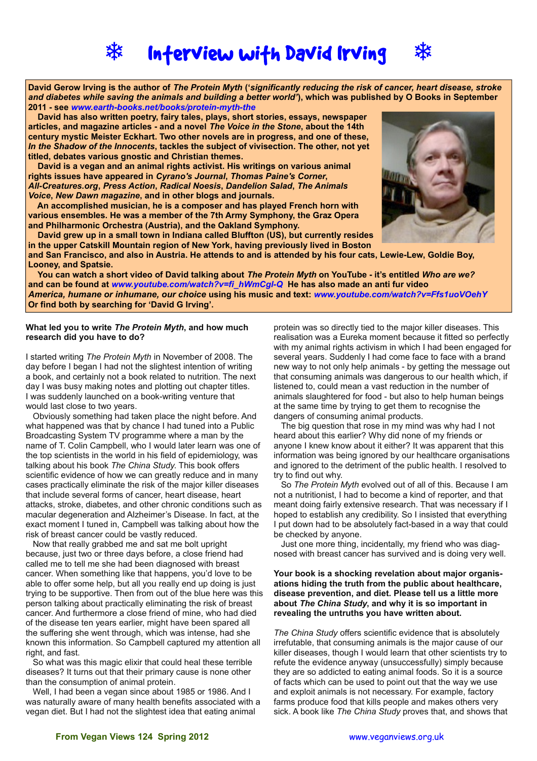# ❄ Interview with David Irving ❄

**David Gerow Irving is the author of *The Protein Myth* ('*significantly reducing the risk of cancer, heart disease, stroke and diabetes while saving the animals and building a better world*'), which was published by O Books in September 2011 - see *www.earth-books.net/books/protein-myth-the***

**David has also written poetry, fairy tales, plays, short stories, essays, newspaper articles, and magazine articles - and a novel *The Voice in the Stone*, about the 14th century mystic Meister Eckhart. Two other novels are in progress, and one of these, *In the Shadow of the Innocents*, tackles the subject of vivisection. The other, not yet titled, debates various gnostic and Christian themes.**

**David is a vegan and an animal rights activist. His writings on various animal rights issues have appeared in *Cyrano's Journal*, *Thomas Paine's Corner*, *All-Creatures.org*, *Press Action*, *Radical Noesis*, *Dandelion Salad*, *The Animals Voice*, *New Dawn magazine*, and in other blogs and journals.**

**An accomplished musician, he is a composer and has played French horn with various ensembles. He was a member of the 7th Army Symphony, the Graz Opera and Philharmonic Orchestra (Austria), and the Oakland Symphony.**

**David grew up in a small town in Indiana called Bluffton (US), but currently resides in the upper Catskill Mountain region of New York, having previously lived in Boston and San Francisco, and also in Austria. He attends to and is attended by his four cats, Lewie-Lew, Goldie Boy, Looney, and Spatsie.**

**You can watch a short video of David talking about *The Protein Myth* on YouTube - it's entitled *Who are we?* and can be found at *www.youtube.com/watch?v=fi_hWmCgl-Q* He has also made an anti fur video *America, humane or inhumane, our choice* using his music and text: *www.youtube.com/watch?v=Ffs1uoVOehY* Or find both by searching for 'David G Irving'.**

**What led you to write *The Protein Myth*, and how much research did you have to do?**

I started writing *The Protein Myth* in November of 2008. The day before I began I had not the slightest intention of writing a book, and certainly not a book related to nutrition. The next day I was busy making notes and plotting out chapter titles. I was suddenly launched on a book-writing venture that would last close to two years.

Obviously something had taken place the night before. And what happened was that by chance I had tuned into a Public Broadcasting System TV programme where a man by the name of T. Colin Campbell, who I would later learn was one of the top scientists in the world in his field of epidemiology, was talking about his book *The China Study*. This book offers scientific evidence of how we can greatly reduce and in many cases practically eliminate the risk of the major killer diseases that include several forms of cancer, heart disease, heart attacks, stroke, diabetes, and other chronic conditions such as macular degeneration and Alzheimer's Disease. In fact, at the exact moment I tuned in, Campbell was talking about how the risk of breast cancer could be vastly reduced.

Now that really grabbed me and sat me bolt upright because, just two or three days before, a close friend had called me to tell me she had been diagnosed with breast cancer. When something like that happens, you'd love to be able to offer some help, but all you really end up doing is just trying to be supportive. Then from out of the blue here was this person talking about practically eliminating the risk of breast cancer. And furthermore a close friend of mine, who had died of the disease ten years earlier, might have been spared all the suffering she went through, which was intense, had she known this information. So Campbell captured my attention all right, and fast.

So what was this magic elixir that could heal these terrible diseases? It turns out that their primary cause is none other than the consumption of animal protein.

Well, I had been a vegan since about 1985 or 1986. And I was naturally aware of many health benefits associated with a vegan diet. But I had not the slightest idea that eating animal protein was so directly tied to the major killer diseases. This realisation was a Eureka moment because it fitted so perfectly with my animal rights activism in which I had been engaged for several years. Suddenly I had come face to face with a brand new way to not only help animals - by getting the message out that consuming animals was dangerous to our health which, if listened to, could mean a vast reduction in the number of animals slaughtered for food - but also to help human beings at the same time by trying to get them to recognise the dangers of consuming animal products.

The big question that rose in my mind was why had I not heard about this earlier? Why did none of my friends or anyone I knew know about it either? It was apparent that this information was being ignored by our healthcare organisations and ignored to the detriment of the public health. I resolved to try to find out why.

So *The Protein Myth* evolved out of all of this. Because I am not a nutritionist, I had to become a kind of reporter, and that meant doing fairly extensive research. That was necessary if I hoped to establish any credibility. So I insisted that everything I put down had to be absolutely fact-based in a way that could be checked by anyone.

Just one more thing, incidentally, my friend who was diagnosed with breast cancer has survived and is doing very well.

**Your book is a shocking revelation about major organisations hiding the truth from the public about healthcare, disease prevention, and diet. Please tell us a little more about *The China Study*, and why it is so important in revealing the untruths you have written about.**

*The China Study* offers scientific evidence that is absolutely irrefutable, that consuming animals is the major cause of our killer diseases, though I would learn that other scientists try to refute the evidence anyway (unsuccessfully) simply because they are so addicted to eating animal foods. So it is a source of facts which can be used to point out that the way we use and exploit animals is not necessary. For example, factory farms produce food that kills people and makes others very sick. A book like *The China Study* proves that, and shows that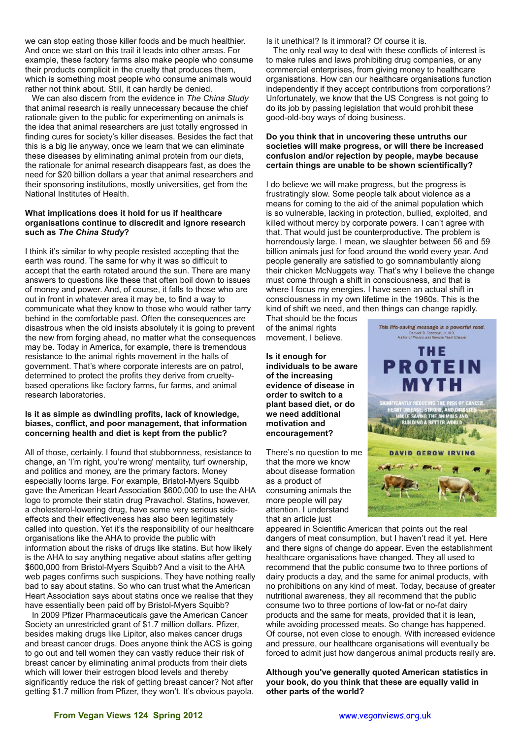we can stop eating those killer foods and be much healthier. And once we start on this trail it leads into other areas. For example, these factory farms also make people who consume their products complicit in the cruelty that produces them, which is something most people who consume animals would rather not think about. Still, it can hardly be denied.

We can also discern from the evidence in *The China Study* that animal research is really unnecessary because the chief rationale given to the public for experimenting on animals is the idea that animal researchers are just totally engrossed in finding cures for society's killer diseases. Besides the fact that this is a big lie anyway, once we learn that we can eliminate these diseases by eliminating animal protein from our diets, the rationale for animal research disappears fast, as does the need for $20 billion dollars a year that animal researchers and their sponsoring institutions, mostly universities, get from the National Institutes of Health.

**What implications does it hold for us if healthcare organisations continue to discredit and ignore research such as *The China Study*?**

I think it's similar to why people resisted accepting that the earth was round. The same for why it was so difficult to accept that the earth rotated around the sun. There are many answers to questions like these that often boil down to issues of money and power. And, of course, it falls to those who are out in front in whatever area it may be, to find a way to communicate what they know to those who would rather tarry behind in the comfortable past. Often the consequences are disastrous when the old insists absolutely it is going to prevent the new from forging ahead, no matter what the consequences may be. Today in America, for example, there is tremendous resistance to the animal rights movement in the halls of government. That's where corporate interests are on patrol, determined to protect the profits they derive from cruelty-based operations like factory farms, fur farms, and animal research laboratories.

**Is it as simple as dwindling profits, lack of knowledge, biases, conflict, and poor management, that information concerning health and diet is kept from the public?**

All of those, certainly. I found that stubbornness, resistance to change, an 'I'm right, you're wrong' mentality, turf ownership, and politics and money, are the primary factors. Money especially looms large. For example, Bristol-Myers Squibb gave the American Heart Association $600,000 to use the AHA logo to promote their statin drug Pravachol. Statins, however, a cholesterol-lowering drug, have some very serious side-effects and their effectiveness has also been legitimately called into question. Yet it's the responsibility of our healthcare organisations like the AHA to provide the public with information about the risks of drugs like statins. But how likely is the AHA to say anything negative about statins after getting $600,000 from Bristol-Myers Squibb? And a visit to the AHA web pages confirms such suspicions. They have nothing really bad to say about statins. So who can trust what the American Heart Association says about statins once we realise that they have essentially been paid off by Bristol-Myers Squibb?

In 2009 Pfizer Pharmaceuticals gave the American Cancer Society an unrestricted grant of $1.7 million dollars. Pfizer, besides making drugs like Lipitor, also makes cancer drugs and breast cancer drugs. Does anyone think the ACS is going to go out and tell women they can vastly reduce their risk of breast cancer by eliminating animal products from their diets which will lower their estrogen blood levels and thereby significantly reduce the risk of getting breast cancer? Not after getting $1.7 million from Pfizer, they won't. It's obvious payola. Is it unethical? Is it immoral? Of course it is.

The only real way to deal with these conflicts of interest is to make rules and laws prohibiting drug companies, or any commercial enterprises, from giving money to healthcare organisations. How can our healthcare organisations function independently if they accept contributions from corporations? Unfortunately, we know that the US Congress is not going to do its job by passing legislation that would prohibit these good-old-boy ways of doing business.

**Do you think that in uncovering these untruths our societies will make progress, or will there be increased confusion and/or rejection by people, maybe because certain things are unable to be shown scientifically?**

I do believe we will make progress, but the progress is frustratingly slow. Some people talk about violence as a means for coming to the aid of the animal population which is so vulnerable, lacking in protection, bullied, exploited, and killed without mercy by corporate powers. I can't agree with that. That would just be counterproductive. The problem is horrendously large. I mean, we slaughter between 56 and 59 billion animals just for food around the world every year. And people generally are satisfied to go somnambulantly along their chicken McNuggets way. That's why I believe the change must come through a shift in consciousness, and that is where I focus my energies. I have seen an actual shift in consciousness in my own lifetime in the 1960s. This is the kind of shift we need, and then things can change rapidly. That should be the focus of the animal rights movement, I believe.

**Is it enough for individuals to be aware of the increasing evidence of disease in order to switch to a plant based diet, or do we need additional motivation and encouragement?**

There's no question to me that the more we know about disease formation as a product of consuming animals the more people will pay attention. I understand that an article just appeared in Scientific American that points out the real dangers of meat consumption, but I haven't read it yet. Here and there signs of change do appear. Even the establishment healthcare organisations have changed. They all used to recommend that the public consume two to three portions of dairy products a day, and the same for animal products, with no prohibitions on any kind of meat. Today, because of greater nutritional awareness, they all recommend that the public consume two to three portions of low-fat or no-fat dairy products and the same for meats, provided that it is lean, while avoiding processed meats. So change has happened. Of course, not even close to enough. With increased evidence and pressure, our healthcare organisations will eventually be forced to admit just how dangerous animal products really are.

**Although you've generally quoted American statistics in your book, do you think that these are equally valid in other parts of the world?**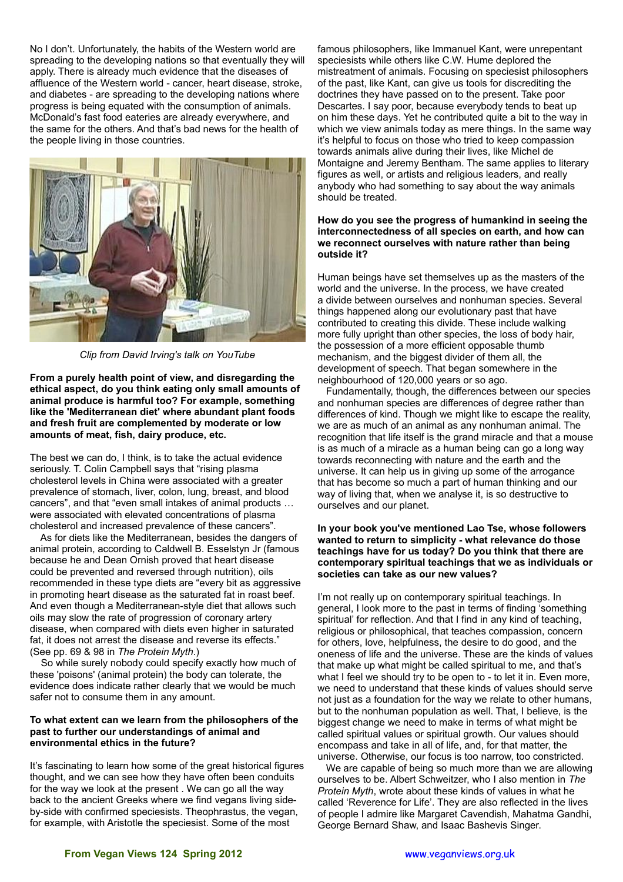No I don't. Unfortunately, the habits of the Western world are spreading to the developing nations so that eventually they will apply. There is already much evidence that the diseases of affluence of the Western world - cancer, heart disease, stroke, and diabetes - are spreading to the developing nations where progress is being equated with the consumption of animals. McDonald's fast food eateries are already everywhere, and the same for the others. And that's bad news for the health of the people living in those countries.

*Clip from David Irving's talk on YouTube*

**From a purely health point of view, and disregarding the ethical aspect, do you think eating only small amounts of animal produce is harmful too? For example, something like the 'Mediterranean diet' where abundant plant foods and fresh fruit are complemented by moderate or low amounts of meat, fish, dairy produce, etc.**

The best we can do, I think, is to take the actual evidence seriously. T. Colin Campbell says that "rising plasma cholesterol levels in China were associated with a greater prevalence of stomach, liver, colon, lung, breast, and blood cancers", and that "even small intakes of animal products … were associated with elevated concentrations of plasma cholesterol and increased prevalence of these cancers".

As for diets like the Mediterranean, besides the dangers of animal protein, according to Caldwell B. Esselstyn Jr (famous because he and Dean Ornish proved that heart disease could be prevented and reversed through nutrition), oils recommended in these type diets are "every bit as aggressive in promoting heart disease as the saturated fat in roast beef. And even though a Mediterranean-style diet that allows such oils may slow the rate of progression of coronary artery disease, when compared with diets even higher in saturated fat, it does not arrest the disease and reverse its effects." (See pp. 69 & 98 in *The Protein Myth*.)

So while surely nobody could specify exactly how much of these 'poisons' (animal protein) the body can tolerate, the evidence does indicate rather clearly that we would be much safer not to consume them in any amount.

**To what extent can we learn from the philosophers of the past to further our understandings of animal and environmental ethics in the future?**

It's fascinating to learn how some of the great historical figures thought, and we can see how they have often been conduits for the way we look at the present . We can go all the way back to the ancient Greeks where we find vegans living side-by-side with confirmed speciesists. Theophrastus, the vegan, for example, with Aristotle the speciesist. Some of the most famous philosophers, like Immanuel Kant, were unrepentant speciesists while others like C.W. Hume deplored the mistreatment of animals. Focusing on speciesist philosophers of the past, like Kant, can give us tools for discrediting the doctrines they have passed on to the present. Take poor Descartes. I say poor, because everybody tends to beat up on him these days. Yet he contributed quite a bit to the way in which we view animals today as mere things. In the same way it's helpful to focus on those who tried to keep compassion towards animals alive during their lives, like Michel de Montaigne and Jeremy Bentham. The same applies to literary figures as well, or artists and religious leaders, and really anybody who had something to say about the way animals should be treated.

**How do you see the progress of humankind in seeing the interconnectedness of all species on earth, and how can we reconnect ourselves with nature rather than being outside it?**

Human beings have set themselves up as the masters of the world and the universe. In the process, we have created a divide between ourselves and nonhuman species. Several things happened along our evolutionary past that have contributed to creating this divide. These include walking more fully upright than other species, the loss of body hair, the possession of a more efficient opposable thumb mechanism, and the biggest divider of them all, the development of speech. That began somewhere in the neighbourhood of 120,000 years or so ago.

Fundamentally, though, the differences between our species and nonhuman species are differences of degree rather than differences of kind. Though we might like to escape the reality, we are as much of an animal as any nonhuman animal. The recognition that life itself is the grand miracle and that a mouse is as much of a miracle as a human being can go a long way towards reconnecting with nature and the earth and the universe. It can help us in giving up some of the arrogance that has become so much a part of human thinking and our way of living that, when we analyse it, is so destructive to ourselves and our planet.

**In your book you've mentioned Lao Tse, whose followers wanted to return to simplicity - what relevance do those teachings have for us today? Do you think that there are contemporary spiritual teachings that we as individuals or societies can take as our new values?**

I'm not really up on contemporary spiritual teachings. In general, I look more to the past in terms of finding 'something spiritual' for reflection. And that I find in any kind of teaching, religious or philosophical, that teaches compassion, concern for others, love, helpfulness, the desire to do good, and the oneness of life and the universe. These are the kinds of values that make up what might be called spiritual to me, and that's what I feel we should try to be open to - to let it in. Even more, we need to understand that these kinds of values should serve not just as a foundation for the way we relate to other humans, but to the nonhuman population as well. That, I believe, is the biggest change we need to make in terms of what might be called spiritual values or spiritual growth. Our values should encompass and take in all of life, and, for that matter, the universe. Otherwise, our focus is too narrow, too constricted.

We are capable of being so much more than we are allowing ourselves to be. Albert Schweitzer, who I also mention in *The Protein Myth*, wrote about these kinds of values in what he called 'Reverence for Life'. They are also reflected in the lives of people I admire like Margaret Cavendish, Mahatma Gandhi, George Bernard Shaw, and Isaac Bashevis Singer.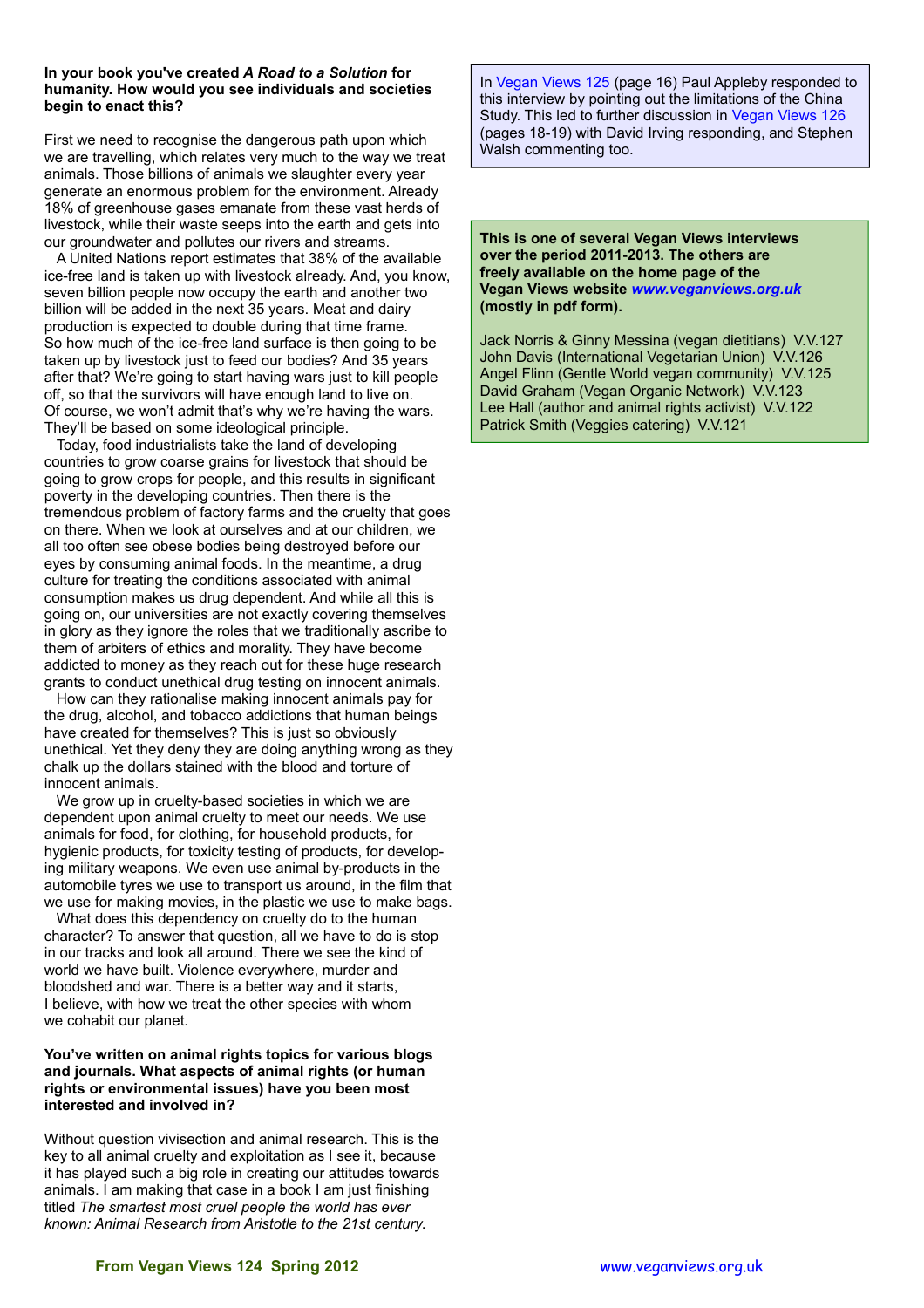**In your book you've created *A Road to a Solution* for humanity. How would you see individuals and societies begin to enact this?**

First we need to recognise the dangerous path upon which we are travelling, which relates very much to the way we treat animals. Those billions of animals we slaughter every year generate an enormous problem for the environment. Already 18% of greenhouse gases emanate from these vast herds of livestock, while their waste seeps into the earth and gets into our groundwater and pollutes our rivers and streams.

A United Nations report estimates that 38% of the available ice-free land is taken up with livestock already. And, you know, seven billion people now occupy the earth and another two billion will be added in the next 35 years. Meat and dairy production is expected to double during that time frame. So how much of the ice-free land surface is then going to be taken up by livestock just to feed our bodies? And 35 years after that? We're going to start having wars just to kill people off, so that the survivors will have enough land to live on. Of course, we won't admit that's why we're having the wars. They'll be based on some ideological principle.

Today, food industrialists take the land of developing countries to grow coarse grains for livestock that should be going to grow crops for people, and this results in significant poverty in the developing countries. Then there is the tremendous problem of factory farms and the cruelty that goes on there. When we look at ourselves and at our children, we all too often see obese bodies being destroyed before our eyes by consuming animal foods. In the meantime, a drug culture for treating the conditions associated with animal consumption makes us drug dependent. And while all this is going on, our universities are not exactly covering themselves in glory as they ignore the roles that we traditionally ascribe to them of arbiters of ethics and morality. They have become addicted to money as they reach out for these huge research grants to conduct unethical drug testing on innocent animals.

How can they rationalise making innocent animals pay for the drug, alcohol, and tobacco addictions that human beings have created for themselves? This is just so obviously unethical. Yet they deny they are doing anything wrong as they chalk up the dollars stained with the blood and torture of innocent animals.

We grow up in cruelty-based societies in which we are dependent upon animal cruelty to meet our needs. We use animals for food, for clothing, for household products, for hygienic products, for toxicity testing of products, for developing military weapons. We even use animal by-products in the automobile tyres we use to transport us around, in the film that we use for making movies, in the plastic we use to make bags.

What does this dependency on cruelty do to the human character? To answer that question, all we have to do is stop in our tracks and look all around. There we see the kind of world we have built. Violence everywhere, murder and bloodshed and war. There is a better way and it starts, I believe, with how we treat the other species with whom we cohabit our planet.

**You've written on animal rights topics for various blogs and journals. What aspects of animal rights (or human rights or environmental issues) have you been most interested and involved in?**

Without question vivisection and animal research. This is the key to all animal cruelty and exploitation as I see it, because it has played such a big role in creating our attitudes towards animals. I am making that case in a book I am just finishing titled *The smartest most cruel people the world has ever known: Animal Research from Aristotle to the 21st century.*

In Vegan Views 125 (page 16) Paul Appleby responded to this interview by pointing out the limitations of the China Study. This led to further discussion in Vegan Views 126 (pages 18-19) with David Irving responding, and Stephen Walsh commenting too.

**This is one of several Vegan Views interviews over the period 2011-2013. The others are freely available on the home page of the Vegan Views website *www.veganviews.org.uk* (mostly in pdf form).**

Jack Norris & Ginny Messina (vegan dietitians) V.V.127
John Davis (International Vegetarian Union) V.V.126
Angel Flinn (Gentle World vegan community) V.V.125
David Graham (Vegan Organic Network) V.V.123
Lee Hall (author and animal rights activist) V.V.122
Patrick Smith (Veggies catering) V.V.121

From Vegan Views 124 Spring 2012